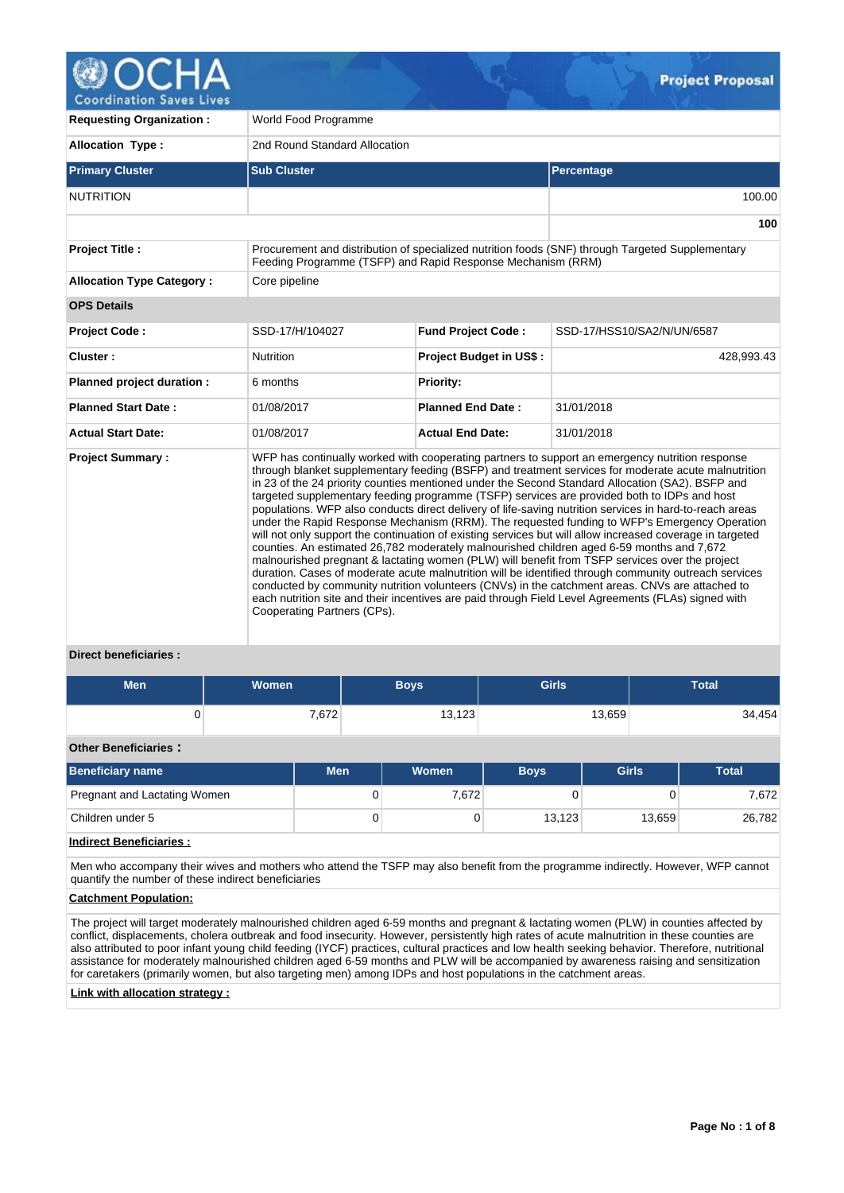# OCHA Coordination Saves Lives — Project Proposal

| | | | |
|---|---|---|---|
| **Requesting Organization :** | World Food Programme | | |
| **Allocation Type :** | 2nd Round Standard Allocation | | |

| Primary Cluster | Sub Cluster | Percentage |
|---|---|---|
| NUTRITION | | 100.00 |
| | | **100** |

| | | | |
|---|---|---|---|
| **Project Title :** | Procurement and distribution of specialized nutrition foods (SNF) through Targeted Supplementary Feeding Programme (TSFP) and Rapid Response Mechanism (RRM) | | |
| **Allocation Type Category :** | Core pipeline | | |
| **OPS Details** | | | |
| **Project Code :** | SSD-17/H/104027 | **Fund Project Code :** | SSD-17/HSS10/SA2/N/UN/6587 |
| **Cluster :** | Nutrition | **Project Budget in US$ :** | 428,993.43 |
| **Planned project duration :** | 6 months | **Priority:** | |
| **Planned Start Date :** | 01/08/2017 | **Planned End Date :** | 31/01/2018 |
| **Actual Start Date:** | 01/08/2017 | **Actual End Date:** | 31/01/2018 |

**Project Summary :**

WFP has continually worked with cooperating partners to support an emergency nutrition response through blanket supplementary feeding (BSFP) and treatment services for moderate acute malnutrition in 23 of the 24 priority counties mentioned under the Second Standard Allocation (SA2). BSFP and targeted supplementary feeding programme (TSFP) services are provided both to IDPs and host populations. WFP also conducts direct delivery of life-saving nutrition services in hard-to-reach areas under the Rapid Response Mechanism (RRM). The requested funding to WFP's Emergency Operation will not only support the continuation of existing services but will allow increased coverage in targeted counties. An estimated 26,782 moderately malnourished children aged 6-59 months and 7,672 malnourished pregnant & lactating women (PLW) will benefit from TSFP services over the project duration. Cases of moderate acute malnutrition will be identified through community outreach services conducted by community nutrition volunteers (CNVs) in the catchment areas. CNVs are attached to each nutrition site and their incentives are paid through Field Level Agreements (FLAs) signed with Cooperating Partners (CPs).

**Direct beneficiaries :**

| Men | Women | Boys | Girls | Total |
|---|---|---|---|---|
| 0 | 7,672 | 13,123 | 13,659 | 34,454 |

**Other Beneficiaries :**

| Beneficiary name | Men | Women | Boys | Girls | Total |
|---|---|---|---|---|---|
| Pregnant and Lactating Women | 0 | 7,672 | 0 | 0 | 7,672 |
| Children under 5 | 0 | 0 | 13,123 | 13,659 | 26,782 |

**Indirect Beneficiaries :**

Men who accompany their wives and mothers who attend the TSFP may also benefit from the programme indirectly. However, WFP cannot quantify the number of these indirect beneficiaries

**Catchment Population:**

The project will target moderately malnourished children aged 6-59 months and pregnant & lactating women (PLW) in counties affected by conflict, displacements, cholera outbreak and food insecurity. However, persistently high rates of acute malnutrition in these counties are also attributed to poor infant young child feeding (IYCF) practices, cultural practices and low health seeking behavior. Therefore, nutritional assistance for moderately malnourished children aged 6-59 months and PLW will be accompanied by awareness raising and sensitization for caretakers (primarily women, but also targeting men) among IDPs and host populations in the catchment areas.

**Link with allocation strategy :**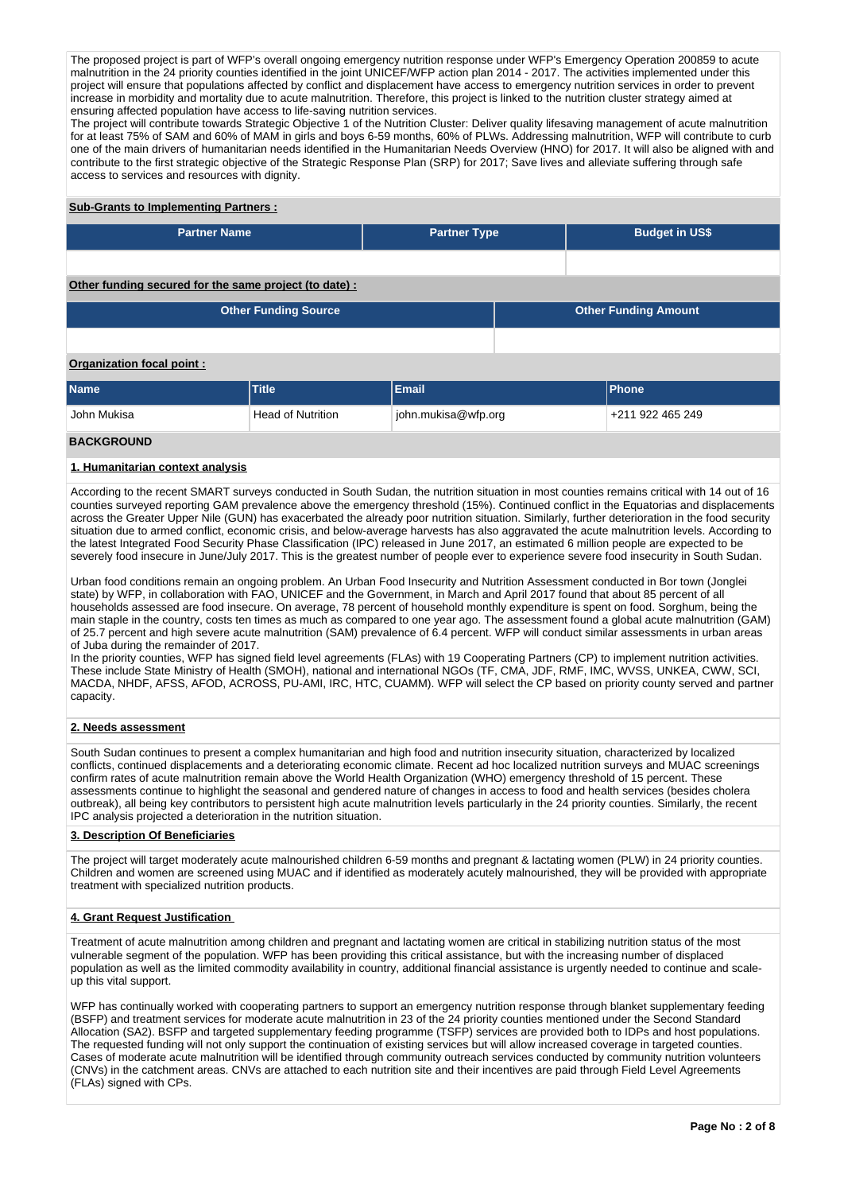The proposed project is part of WFP's overall ongoing emergency nutrition response under WFP's Emergency Operation 200859 to acute malnutrition in the 24 priority counties identified in the joint UNICEF/WFP action plan 2014 - 2017. The activities implemented under this project will ensure that populations affected by conflict and displacement have access to emergency nutrition services in order to prevent increase in morbidity and mortality due to acute malnutrition. Therefore, this project is linked to the nutrition cluster strategy aimed at ensuring affected population have access to life-saving nutrition services.
The project will contribute towards Strategic Objective 1 of the Nutrition Cluster: Deliver quality lifesaving management of acute malnutrition for at least 75% of SAM and 60% of MAM in girls and boys 6-59 months, 60% of PLWs. Addressing malnutrition, WFP will contribute to curb one of the main drivers of humanitarian needs identified in the Humanitarian Needs Overview (HNO) for 2017. It will also be aligned with and contribute to the first strategic objective of the Strategic Response Plan (SRP) for 2017; Save lives and alleviate suffering through safe access to services and resources with dignity.

**Sub-Grants to Implementing Partners :**

| Partner Name | Partner Type | Budget in US$ |
|---|---|---|
| | | |

**Other funding secured for the same project (to date) :**

| Other Funding Source | Other Funding Amount |
|---|---|
| | |

**Organization focal point :**

| Name | Title | Email | Phone |
|---|---|---|---|
| John Mukisa | Head of Nutrition | john.mukisa@wfp.org | +211 922 465 249 |

## BACKGROUND

### 1. Humanitarian context analysis

According to the recent SMART surveys conducted in South Sudan, the nutrition situation in most counties remains critical with 14 out of 16 counties surveyed reporting GAM prevalence above the emergency threshold (15%). Continued conflict in the Equatorias and displacements across the Greater Upper Nile (GUN) has exacerbated the already poor nutrition situation. Similarly, further deterioration in the food security situation due to armed conflict, economic crisis, and below-average harvests has also aggravated the acute malnutrition levels. According to the latest Integrated Food Security Phase Classification (IPC) released in June 2017, an estimated 6 million people are expected to be severely food insecure in June/July 2017. This is the greatest number of people ever to experience severe food insecurity in South Sudan.

Urban food conditions remain an ongoing problem. An Urban Food Insecurity and Nutrition Assessment conducted in Bor town (Jonglei state) by WFP, in collaboration with FAO, UNICEF and the Government, in March and April 2017 found that about 85 percent of all households assessed are food insecure. On average, 78 percent of household monthly expenditure is spent on food. Sorghum, being the main staple in the country, costs ten times as much as compared to one year ago. The assessment found a global acute malnutrition (GAM) of 25.7 percent and high severe acute malnutrition (SAM) prevalence of 6.4 percent. WFP will conduct similar assessments in urban areas of Juba during the remainder of 2017.
In the priority counties, WFP has signed field level agreements (FLAs) with 19 Cooperating Partners (CP) to implement nutrition activities. These include State Ministry of Health (SMOH), national and international NGOs (TF, CMA, JDF, RMF, IMC, WVSS, UNKEA, CWW, SCI, MACDA, NHDF, AFSS, AFOD, ACROSS, PU-AMI, IRC, HTC, CUAMM). WFP will select the CP based on priority county served and partner capacity.

### 2. Needs assessment

South Sudan continues to present a complex humanitarian and high food and nutrition insecurity situation, characterized by localized conflicts, continued displacements and a deteriorating economic climate. Recent ad hoc localized nutrition surveys and MUAC screenings confirm rates of acute malnutrition remain above the World Health Organization (WHO) emergency threshold of 15 percent. These assessments continue to highlight the seasonal and gendered nature of changes in access to food and health services (besides cholera outbreak), all being key contributors to persistent high acute malnutrition levels particularly in the 24 priority counties. Similarly, the recent IPC analysis projected a deterioration in the nutrition situation.

### 3. Description Of Beneficiaries

The project will target moderately acute malnourished children 6-59 months and pregnant & lactating women (PLW) in 24 priority counties. Children and women are screened using MUAC and if identified as moderately acutely malnourished, they will be provided with appropriate treatment with specialized nutrition products.

### 4. Grant Request Justification

Treatment of acute malnutrition among children and pregnant and lactating women are critical in stabilizing nutrition status of the most vulnerable segment of the population. WFP has been providing this critical assistance, but with the increasing number of displaced population as well as the limited commodity availability in country, additional financial assistance is urgently needed to continue and scale-up this vital support.

WFP has continually worked with cooperating partners to support an emergency nutrition response through blanket supplementary feeding (BSFP) and treatment services for moderate acute malnutrition in 23 of the 24 priority counties mentioned under the Second Standard Allocation (SA2). BSFP and targeted supplementary feeding programme (TSFP) services are provided both to IDPs and host populations. The requested funding will not only support the continuation of existing services but will allow increased coverage in targeted counties. Cases of moderate acute malnutrition will be identified through community outreach services conducted by community nutrition volunteers (CNVs) in the catchment areas. CNVs are attached to each nutrition site and their incentives are paid through Field Level Agreements (FLAs) signed with CPs.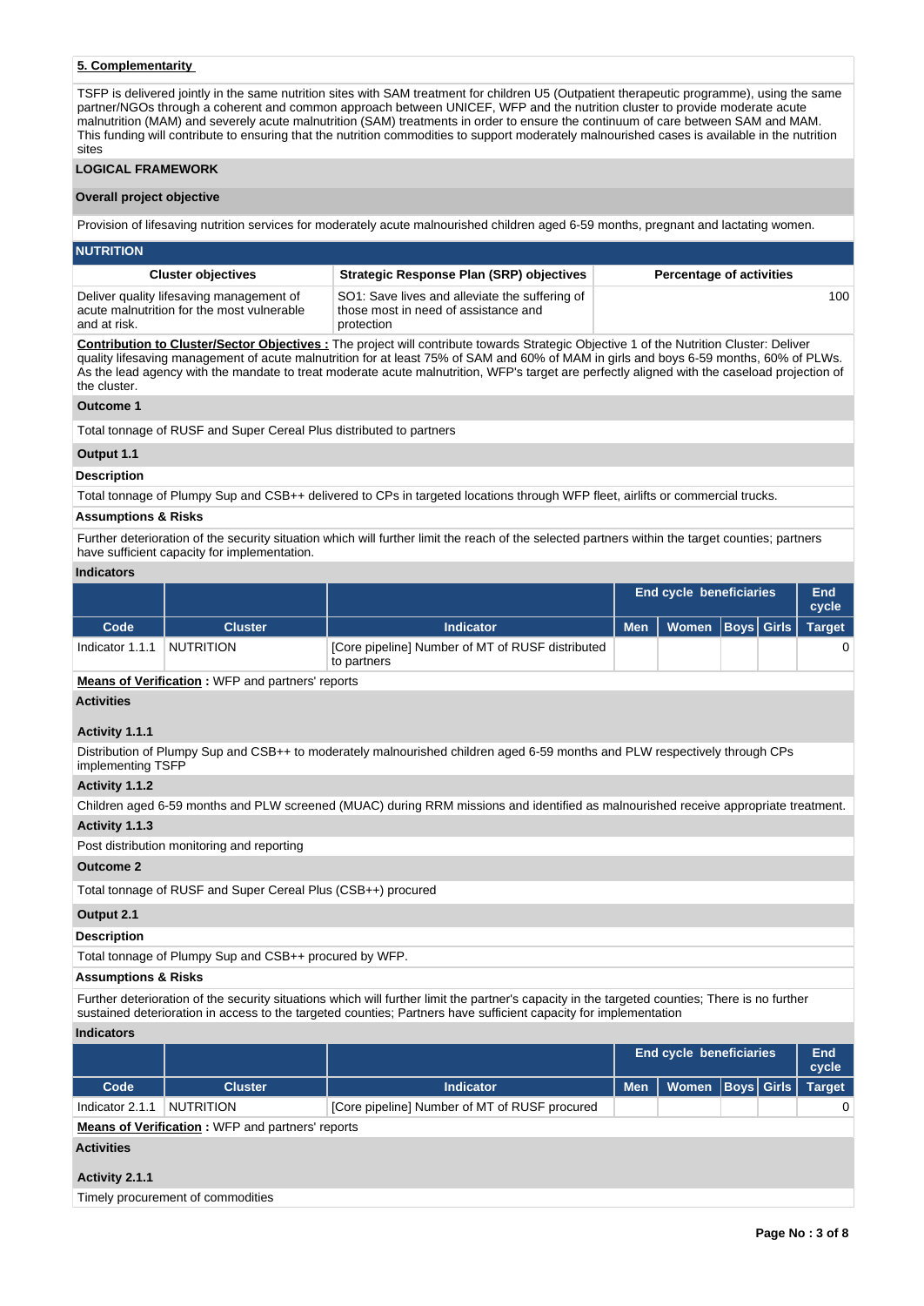## 5. Complementarity

TSFP is delivered jointly in the same nutrition sites with SAM treatment for children U5 (Outpatient therapeutic programme), using the same partner/NGOs through a coherent and common approach between UNICEF, WFP and the nutrition cluster to provide moderate acute malnutrition (MAM) and severely acute malnutrition (SAM) treatments in order to ensure the continuum of care between SAM and MAM. This funding will contribute to ensuring that the nutrition commodities to support moderately malnourished cases is available in the nutrition sites

## LOGICAL FRAMEWORK

### Overall project objective

Provision of lifesaving nutrition services for moderately acute malnourished children aged 6-59 months, pregnant and lactating women.

### NUTRITION

| Cluster objectives | Strategic Response Plan (SRP) objectives | Percentage of activities |
|---|---|---|
| Deliver quality lifesaving management of acute malnutrition for the most vulnerable and at risk. | SO1: Save lives and alleviate the suffering of those most in need of assistance and protection | 100 |

**Contribution to Cluster/Sector Objectives :** The project will contribute towards Strategic Objective 1 of the Nutrition Cluster: Deliver quality lifesaving management of acute malnutrition for at least 75% of SAM and 60% of MAM in girls and boys 6-59 months, 60% of PLWs. As the lead agency with the mandate to treat moderate acute malnutrition, WFP's target are perfectly aligned with the caseload projection of the cluster.

### Outcome 1

Total tonnage of RUSF and Super Cereal Plus distributed to partners

### Output 1.1

**Description**

Total tonnage of Plumpy Sup and CSB++ delivered to CPs in targeted locations through WFP fleet, airlifts or commercial trucks.

**Assumptions & Risks**

Further deterioration of the security situation which will further limit the reach of the selected partners within the target counties; partners have sufficient capacity for implementation.

**Indicators**

| | | | End cycle beneficiaries | | | | End cycle |
|---|---|---|---|---|---|---|---|
| Code | Cluster | Indicator | Men | Women | Boys | Girls | Target |
| Indicator 1.1.1 | NUTRITION | [Core pipeline] Number of MT of RUSF distributed to partners | | | | | 0 |

**Means of Verification :** WFP and partners' reports

**Activities**

**Activity 1.1.1**

Distribution of Plumpy Sup and CSB++ to moderately malnourished children aged 6-59 months and PLW respectively through CPs implementing TSFP

**Activity 1.1.2**

Children aged 6-59 months and PLW screened (MUAC) during RRM missions and identified as malnourished receive appropriate treatment.

**Activity 1.1.3**

Post distribution monitoring and reporting

### Outcome 2

Total tonnage of RUSF and Super Cereal Plus (CSB++) procured

### Output 2.1

**Description**

Total tonnage of Plumpy Sup and CSB++ procured by WFP.

**Assumptions & Risks**

Further deterioration of the security situations which will further limit the partner's capacity in the targeted counties; There is no further sustained deterioration in access to the targeted counties; Partners have sufficient capacity for implementation

**Indicators**

| | | | End cycle beneficiaries | | | | End cycle |
|---|---|---|---|---|---|---|---|
| Code | Cluster | Indicator | Men | Women | Boys | Girls | Target |
| Indicator 2.1.1 | NUTRITION | [Core pipeline] Number of MT of RUSF procured | | | | | 0 |

**Means of Verification :** WFP and partners' reports

**Activities**

**Activity 2.1.1**

Timely procurement of commodities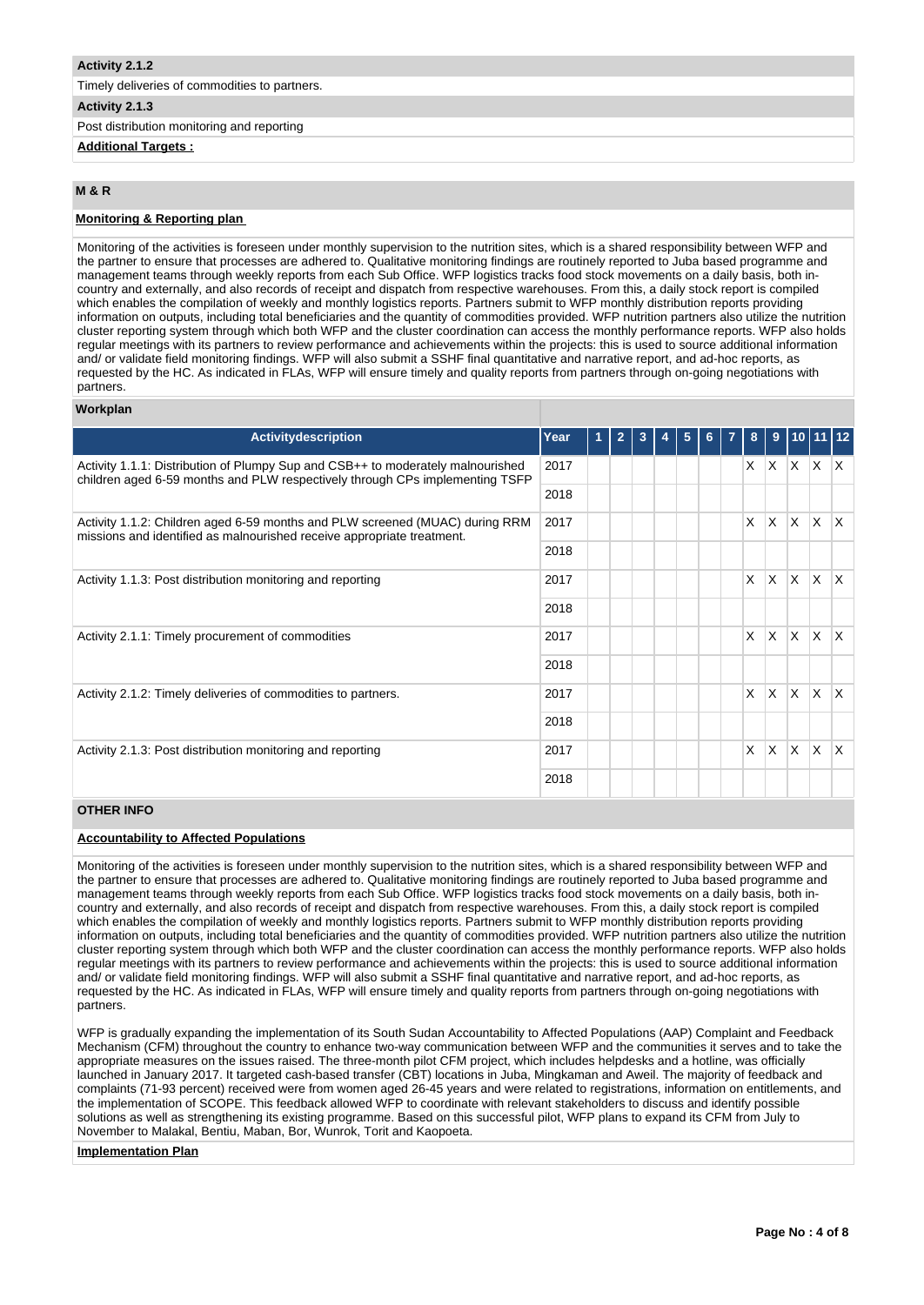**Activity 2.1.2**

Timely deliveries of commodities to partners.

**Activity 2.1.3**

Post distribution monitoring and reporting

**Additional Targets :**

**M & R**

**Monitoring & Reporting plan**

Monitoring of the activities is foreseen under monthly supervision to the nutrition sites, which is a shared responsibility between WFP and the partner to ensure that processes are adhered to. Qualitative monitoring findings are routinely reported to Juba based programme and management teams through weekly reports from each Sub Office. WFP logistics tracks food stock movements on a daily basis, both in-country and externally, and also records of receipt and dispatch from respective warehouses. From this, a daily stock report is compiled which enables the compilation of weekly and monthly logistics reports. Partners submit to WFP monthly distribution reports providing information on outputs, including total beneficiaries and the quantity of commodities provided. WFP nutrition partners also utilize the nutrition cluster reporting system through which both WFP and the cluster coordination can access the monthly performance reports. WFP also holds regular meetings with its partners to review performance and achievements within the projects: this is used to source additional information and/ or validate field monitoring findings. WFP will also submit a SSHF final quantitative and narrative report, and ad-hoc reports, as requested by the HC. As indicated in FLAs, WFP will ensure timely and quality reports from partners through on-going negotiations with partners.

**Workplan**

| Activitydescription | Year | 1 | 2 | 3 | 4 | 5 | 6 | 7 | 8 | 9 | 10 | 11 | 12 |
|---|---|---|---|---|---|---|---|---|---|---|---|---|---|
| Activity 1.1.1: Distribution of Plumpy Sup and CSB++ to moderately malnourished children aged 6-59 months and PLW respectively through CPs implementing TSFP | 2017 | | | | | | | | X | X | X | X | X |
| | 2018 | | | | | | | | | | | | |
| Activity 1.1.2: Children aged 6-59 months and PLW screened (MUAC) during RRM missions and identified as malnourished receive appropriate treatment. | 2017 | | | | | | | | X | X | X | X | X |
| | 2018 | | | | | | | | | | | | |
| Activity 1.1.3: Post distribution monitoring and reporting | 2017 | | | | | | | | X | X | X | X | X |
| | 2018 | | | | | | | | | | | | |
| Activity 2.1.1: Timely procurement of commodities | 2017 | | | | | | | | X | X | X | X | X |
| | 2018 | | | | | | | | | | | | |
| Activity 2.1.2: Timely deliveries of commodities to partners. | 2017 | | | | | | | | X | X | X | X | X |
| | 2018 | | | | | | | | | | | | |
| Activity 2.1.3: Post distribution monitoring and reporting | 2017 | | | | | | | | X | X | X | X | X |
| | 2018 | | | | | | | | | | | | |

**OTHER INFO**

**Accountability to Affected Populations**

Monitoring of the activities is foreseen under monthly supervision to the nutrition sites, which is a shared responsibility between WFP and the partner to ensure that processes are adhered to. Qualitative monitoring findings are routinely reported to Juba based programme and management teams through weekly reports from each Sub Office. WFP logistics tracks food stock movements on a daily basis, both in-country and externally, and also records of receipt and dispatch from respective warehouses. From this, a daily stock report is compiled which enables the compilation of weekly and monthly logistics reports. Partners submit to WFP monthly distribution reports providing information on outputs, including total beneficiaries and the quantity of commodities provided. WFP nutrition partners also utilize the nutrition cluster reporting system through which both WFP and the cluster coordination can access the monthly performance reports. WFP also holds regular meetings with its partners to review performance and achievements within the projects: this is used to source additional information and/ or validate field monitoring findings. WFP will also submit a SSHF final quantitative and narrative report, and ad-hoc reports, as requested by the HC. As indicated in FLAs, WFP will ensure timely and quality reports from partners through on-going negotiations with partners.

WFP is gradually expanding the implementation of its South Sudan Accountability to Affected Populations (AAP) Complaint and Feedback Mechanism (CFM) throughout the country to enhance two-way communication between WFP and the communities it serves and to take the appropriate measures on the issues raised. The three-month pilot CFM project, which includes helpdesks and a hotline, was officially launched in January 2017. It targeted cash-based transfer (CBT) locations in Juba, Mingkaman and Aweil. The majority of feedback and complaints (71-93 percent) received were from women aged 26-45 years and were related to registrations, information on entitlements, and the implementation of SCOPE. This feedback allowed WFP to coordinate with relevant stakeholders to discuss and identify possible solutions as well as strengthening its existing programme. Based on this successful pilot, WFP plans to expand its CFM from July to November to Malakal, Bentiu, Maban, Bor, Wunrok, Torit and Kaopoeta.

**Implementation Plan**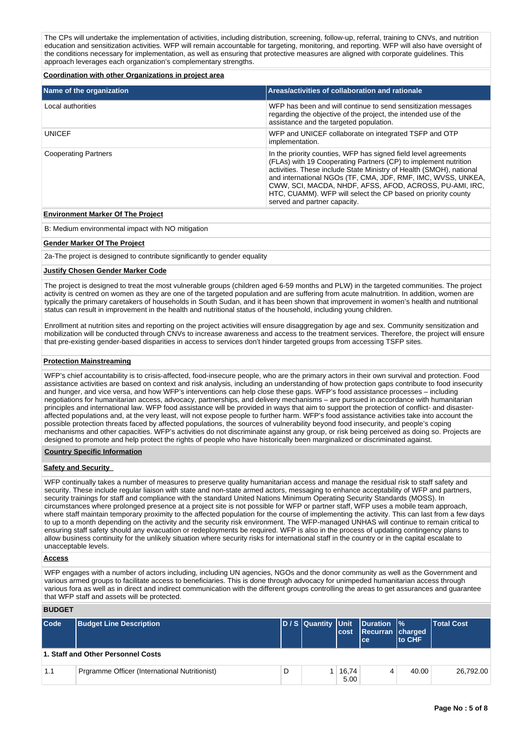The CPs will undertake the implementation of activities, including distribution, screening, follow-up, referral, training to CNVs, and nutrition education and sensitization activities. WFP will remain accountable for targeting, monitoring, and reporting. WFP will also have oversight of the conditions necessary for implementation, as well as ensuring that protective measures are aligned with corporate guidelines. This approach leverages each organization's complementary strengths.

**Coordination with other Organizations in project area**

| Name of the organization | Areas/activities of collaboration and rationale |
|---|---|
| Local authorities | WFP has been and will continue to send sensitization messages regarding the objective of the project, the intended use of the assistance and the targeted population. |
| UNICEF | WFP and UNICEF collaborate on integrated TSFP and OTP implementation. |
| Cooperating Partners | In the priority counties, WFP has signed field level agreements (FLAs) with 19 Cooperating Partners (CP) to implement nutrition activities. These include State Ministry of Health (SMOH), national and international NGOs (TF, CMA, JDF, RMF, IMC, WVSS, UNKEA, CWW, SCI, MACDA, NHDF, AFSS, AFOD, ACROSS, PU-AMI, IRC, HTC, CUAMM). WFP will select the CP based on priority county served and partner capacity. |

**Environment Marker Of The Project**

B: Medium environmental impact with NO mitigation

**Gender Marker Of The Project**

2a-The project is designed to contribute significantly to gender equality

**Justify Chosen Gender Marker Code**

The project is designed to treat the most vulnerable groups (children aged 6-59 months and PLW) in the targeted communities. The project activity is centred on women as they are one of the targeted population and are suffering from acute malnutrition. In addition, women are typically the primary caretakers of households in South Sudan, and it has been shown that improvement in women's health and nutritional status can result in improvement in the health and nutritional status of the household, including young children.

Enrollment at nutrition sites and reporting on the project activities will ensure disaggregation by age and sex. Community sensitization and mobilization will be conducted through CNVs to increase awareness and access to the treatment services. Therefore, the project will ensure that pre-existing gender-based disparities in access to services don't hinder targeted groups from accessing TSFP sites.

**Protection Mainstreaming**

WFP's chief accountability is to crisis-affected, food-insecure people, who are the primary actors in their own survival and protection. Food assistance activities are based on context and risk analysis, including an understanding of how protection gaps contribute to food insecurity and hunger, and vice versa, and how WFP's interventions can help close these gaps. WFP's food assistance processes – including negotiations for humanitarian access, advocacy, partnerships, and delivery mechanisms – are pursued in accordance with humanitarian principles and international law. WFP food assistance will be provided in ways that aim to support the protection of conflict- and disaster-affected populations and, at the very least, will not expose people to further harm. WFP's food assistance activities take into account the possible protection threats faced by affected populations, the sources of vulnerability beyond food insecurity, and people's coping mechanisms and other capacities. WFP's activities do not discriminate against any group, or risk being perceived as doing so. Projects are designed to promote and help protect the rights of people who have historically been marginalized or discriminated against.

**Country Specific Information**

**Safety and Security**

WFP continually takes a number of measures to preserve quality humanitarian access and manage the residual risk to staff safety and security. These include regular liaison with state and non-state armed actors, messaging to enhance acceptability of WFP and partners, security trainings for staff and compliance with the standard United Nations Minimum Operating Security Standards (MOSS). In circumstances where prolonged presence at a project site is not possible for WFP or partner staff, WFP uses a mobile team approach, where staff maintain temporary proximity to the affected population for the course of implementing the activity. This can last from a few days to up to a month depending on the activity and the security risk environment. The WFP-managed UNHAS will continue to remain critical to ensuring staff safety should any evacuation or redeployments be required. WFP is also in the process of updating contingency plans to allow business continuity for the unlikely situation where security risks for international staff in the country or in the capital escalate to unacceptable levels.

**Access**

WFP engages with a number of actors including, including UN agencies, NGOs and the donor community as well as the Government and various armed groups to facilitate access to beneficiaries. This is done through advocacy for unimpeded humanitarian access through various fora as well as in direct and indirect communication with the different groups controlling the areas to get assurances and guarantee that WFP staff and assets will be protected.

**BUDGET**

| Code | Budget Line Description | D / S | Quantity | Unit cost | Duration Recurrance | % charged to CHF | Total Cost |
|---|---|---|---|---|---|---|---|
| **1. Staff and Other Personnel Costs** | | | | | | | |
| 1.1 | Prgramme Officer (International Nutritionist) | D | 1 | 16,745.00 | 4 | 40.00 | 26,792.00 |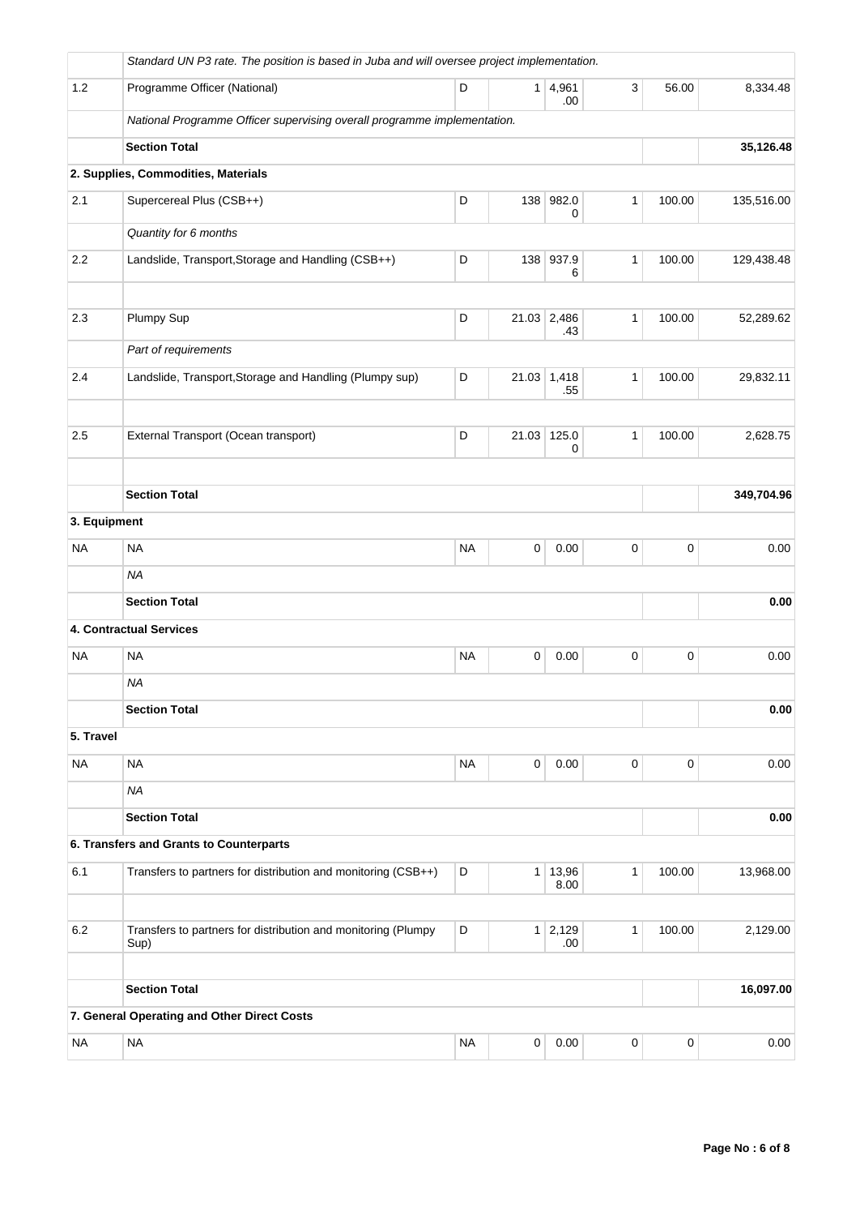| | | | | | | | |
|---|---|---|---|---|---|---|---|
| | *Standard UN P3 rate. The position is based in Juba and will oversee project implementation.* | | | | | | |
| 1.2 | Programme Officer (National) | D | 1 | 4,961.00 | 3 | 56.00 | 8,334.48 |
| | *National Programme Officer supervising overall programme implementation.* | | | | | | |
| | **Section Total** | | | | | | **35,126.48** |
| **2. Supplies, Commodities, Materials** | | | | | | | |
| 2.1 | Supercereal Plus (CSB++) | D | 138 | 982.00 | 1 | 100.00 | 135,516.00 |
| | *Quantity for 6 months* | | | | | | |
| 2.2 | Landslide, Transport,Storage and Handling (CSB++) | D | 138 | 937.96 | 1 | 100.00 | 129,438.48 |
| | | | | | | | |
| 2.3 | Plumpy Sup | D | 21.03 | 2,486.43 | 1 | 100.00 | 52,289.62 |
| | *Part of requirements* | | | | | | |
| 2.4 | Landslide, Transport,Storage and Handling (Plumpy sup) | D | 21.03 | 1,418.55 | 1 | 100.00 | 29,832.11 |
| | | | | | | | |
| 2.5 | External Transport (Ocean transport) | D | 21.03 | 125.00 | 1 | 100.00 | 2,628.75 |
| | | | | | | | |
| | **Section Total** | | | | | | **349,704.96** |
| **3. Equipment** | | | | | | | |
| NA | NA | NA | 0 | 0.00 | 0 | 0 | 0.00 |
| | *NA* | | | | | | |
| | **Section Total** | | | | | | **0.00** |
| **4. Contractual Services** | | | | | | | |
| NA | NA | NA | 0 | 0.00 | 0 | 0 | 0.00 |
| | *NA* | | | | | | |
| | **Section Total** | | | | | | **0.00** |
| **5. Travel** | | | | | | | |
| NA | NA | NA | 0 | 0.00 | 0 | 0 | 0.00 |
| | *NA* | | | | | | |
| | **Section Total** | | | | | | **0.00** |
| **6. Transfers and Grants to Counterparts** | | | | | | | |
| 6.1 | Transfers to partners for distribution and monitoring (CSB++) | D | 1 | 13,968.00 | 1 | 100.00 | 13,968.00 |
| | | | | | | | |
| 6.2 | Transfers to partners for distribution and monitoring (Plumpy Sup) | D | 1 | 2,129.00 | 1 | 100.00 | 2,129.00 |
| | | | | | | | |
| | **Section Total** | | | | | | **16,097.00** |
| **7. General Operating and Other Direct Costs** | | | | | | | |
| NA | NA | NA | 0 | 0.00 | 0 | 0 | 0.00 |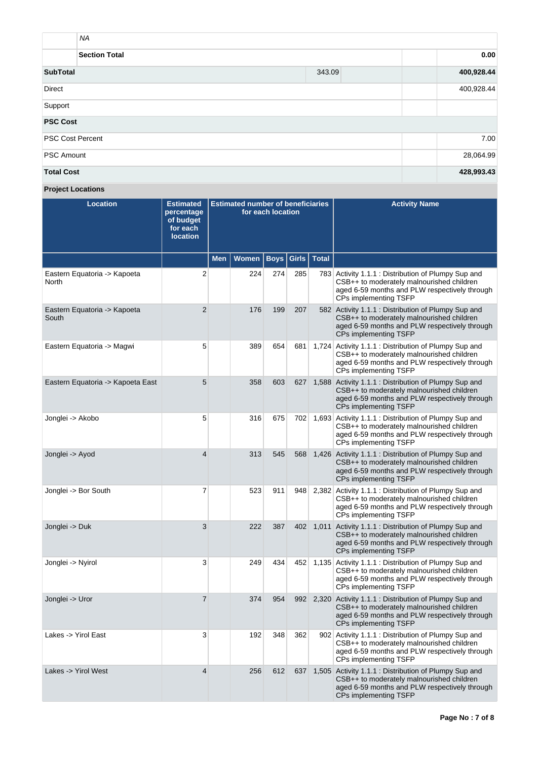| | | | | |
|---|---|---|---|---|
| | *NA* | | | |
| | **Section Total** | | | **0.00** |
| **SubTotal** | | 343.09 | | **400,928.44** |
| Direct | | | | 400,928.44 |
| Support | | | | |
| **PSC Cost** | | | | |
| PSC Cost Percent | | | | 7.00 |
| PSC Amount | | | | 28,064.99 |
| **Total Cost** | | | | **428,993.43** |

**Project Locations**

| Location | Estimated percentage of budget for each location | Estimated number of beneficiaries for each location | | | | | Activity Name |
|---|---|---|---|---|---|---|---|
| | | Men | Women | Boys | Girls | Total | |
| Eastern Equatoria -> Kapoeta North | 2 | | 224 | 274 | 285 | 783 | Activity 1.1.1 : Distribution of Plumpy Sup and CSB++ to moderately malnourished children aged 6-59 months and PLW respectively through CPs implementing TSFP |
| Eastern Equatoria -> Kapoeta South | 2 | | 176 | 199 | 207 | 582 | Activity 1.1.1 : Distribution of Plumpy Sup and CSB++ to moderately malnourished children aged 6-59 months and PLW respectively through CPs implementing TSFP |
| Eastern Equatoria -> Magwi | 5 | | 389 | 654 | 681 | 1,724 | Activity 1.1.1 : Distribution of Plumpy Sup and CSB++ to moderately malnourished children aged 6-59 months and PLW respectively through CPs implementing TSFP |
| Eastern Equatoria -> Kapoeta East | 5 | | 358 | 603 | 627 | 1,588 | Activity 1.1.1 : Distribution of Plumpy Sup and CSB++ to moderately malnourished children aged 6-59 months and PLW respectively through CPs implementing TSFP |
| Jonglei -> Akobo | 5 | | 316 | 675 | 702 | 1,693 | Activity 1.1.1 : Distribution of Plumpy Sup and CSB++ to moderately malnourished children aged 6-59 months and PLW respectively through CPs implementing TSFP |
| Jonglei -> Ayod | 4 | | 313 | 545 | 568 | 1,426 | Activity 1.1.1 : Distribution of Plumpy Sup and CSB++ to moderately malnourished children aged 6-59 months and PLW respectively through CPs implementing TSFP |
| Jonglei -> Bor South | 7 | | 523 | 911 | 948 | 2,382 | Activity 1.1.1 : Distribution of Plumpy Sup and CSB++ to moderately malnourished children aged 6-59 months and PLW respectively through CPs implementing TSFP |
| Jonglei -> Duk | 3 | | 222 | 387 | 402 | 1,011 | Activity 1.1.1 : Distribution of Plumpy Sup and CSB++ to moderately malnourished children aged 6-59 months and PLW respectively through CPs implementing TSFP |
| Jonglei -> Nyirol | 3 | | 249 | 434 | 452 | 1,135 | Activity 1.1.1 : Distribution of Plumpy Sup and CSB++ to moderately malnourished children aged 6-59 months and PLW respectively through CPs implementing TSFP |
| Jonglei -> Uror | 7 | | 374 | 954 | 992 | 2,320 | Activity 1.1.1 : Distribution of Plumpy Sup and CSB++ to moderately malnourished children aged 6-59 months and PLW respectively through CPs implementing TSFP |
| Lakes -> Yirol East | 3 | | 192 | 348 | 362 | 902 | Activity 1.1.1 : Distribution of Plumpy Sup and CSB++ to moderately malnourished children aged 6-59 months and PLW respectively through CPs implementing TSFP |
| Lakes -> Yirol West | 4 | | 256 | 612 | 637 | 1,505 | Activity 1.1.1 : Distribution of Plumpy Sup and CSB++ to moderately malnourished children aged 6-59 months and PLW respectively through CPs implementing TSFP |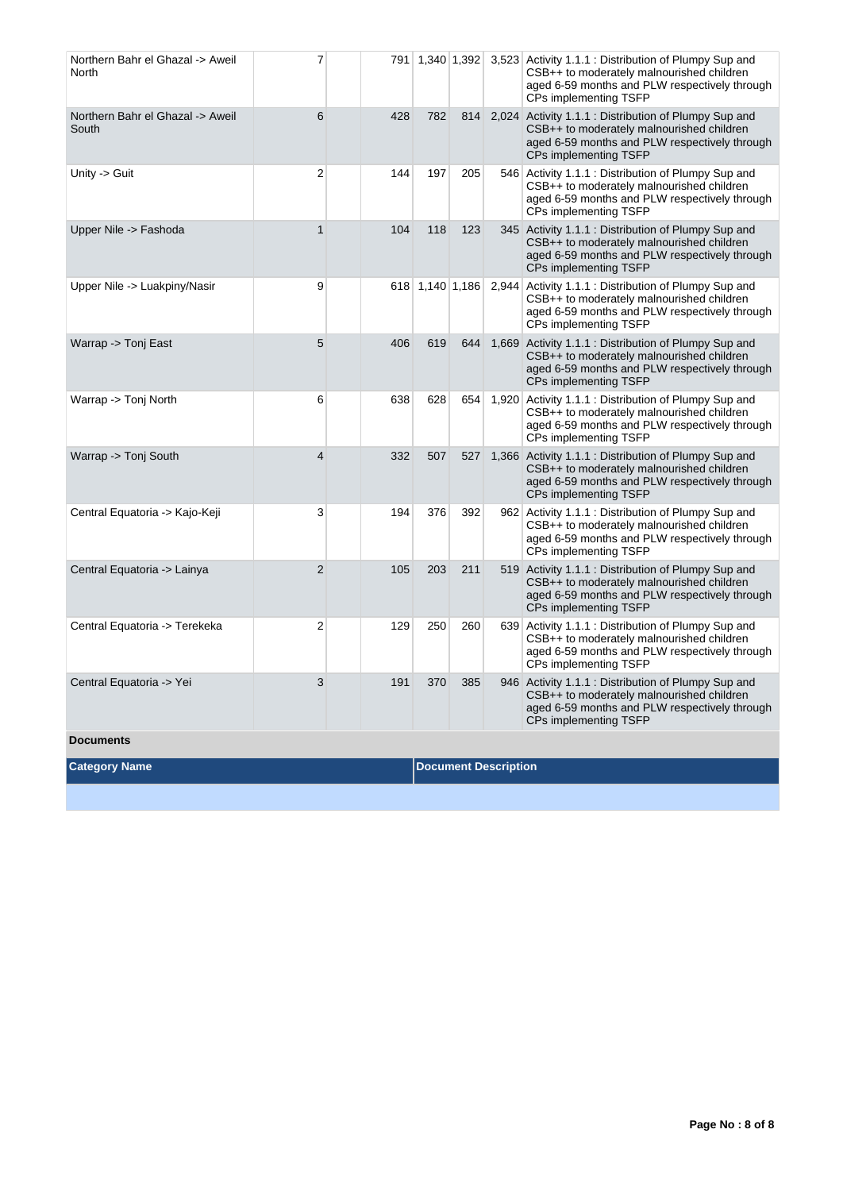| | | | | | | | |
|---|---|---|---|---|---|---|---|
| Northern Bahr el Ghazal -> Aweil North | 7 | | 791 | 1,340 | 1,392 | 3,523 | Activity 1.1.1 : Distribution of Plumpy Sup and CSB++ to moderately malnourished children aged 6-59 months and PLW respectively through CPs implementing TSFP |
| Northern Bahr el Ghazal -> Aweil South | 6 | | 428 | 782 | 814 | 2,024 | Activity 1.1.1 : Distribution of Plumpy Sup and CSB++ to moderately malnourished children aged 6-59 months and PLW respectively through CPs implementing TSFP |
| Unity -> Guit | 2 | | 144 | 197 | 205 | 546 | Activity 1.1.1 : Distribution of Plumpy Sup and CSB++ to moderately malnourished children aged 6-59 months and PLW respectively through CPs implementing TSFP |
| Upper Nile -> Fashoda | 1 | | 104 | 118 | 123 | 345 | Activity 1.1.1 : Distribution of Plumpy Sup and CSB++ to moderately malnourished children aged 6-59 months and PLW respectively through CPs implementing TSFP |
| Upper Nile -> Luakpiny/Nasir | 9 | | 618 | 1,140 | 1,186 | 2,944 | Activity 1.1.1 : Distribution of Plumpy Sup and CSB++ to moderately malnourished children aged 6-59 months and PLW respectively through CPs implementing TSFP |
| Warrap -> Tonj East | 5 | | 406 | 619 | 644 | 1,669 | Activity 1.1.1 : Distribution of Plumpy Sup and CSB++ to moderately malnourished children aged 6-59 months and PLW respectively through CPs implementing TSFP |
| Warrap -> Tonj North | 6 | | 638 | 628 | 654 | 1,920 | Activity 1.1.1 : Distribution of Plumpy Sup and CSB++ to moderately malnourished children aged 6-59 months and PLW respectively through CPs implementing TSFP |
| Warrap -> Tonj South | 4 | | 332 | 507 | 527 | 1,366 | Activity 1.1.1 : Distribution of Plumpy Sup and CSB++ to moderately malnourished children aged 6-59 months and PLW respectively through CPs implementing TSFP |
| Central Equatoria -> Kajo-Keji | 3 | | 194 | 376 | 392 | 962 | Activity 1.1.1 : Distribution of Plumpy Sup and CSB++ to moderately malnourished children aged 6-59 months and PLW respectively through CPs implementing TSFP |
| Central Equatoria -> Lainya | 2 | | 105 | 203 | 211 | 519 | Activity 1.1.1 : Distribution of Plumpy Sup and CSB++ to moderately malnourished children aged 6-59 months and PLW respectively through CPs implementing TSFP |
| Central Equatoria -> Terekeka | 2 | | 129 | 250 | 260 | 639 | Activity 1.1.1 : Distribution of Plumpy Sup and CSB++ to moderately malnourished children aged 6-59 months and PLW respectively through CPs implementing TSFP |
| Central Equatoria -> Yei | 3 | | 191 | 370 | 385 | 946 | Activity 1.1.1 : Distribution of Plumpy Sup and CSB++ to moderately malnourished children aged 6-59 months and PLW respectively through CPs implementing TSFP |

**Documents**

| Category Name | Document Description |
|---|---|
| | |